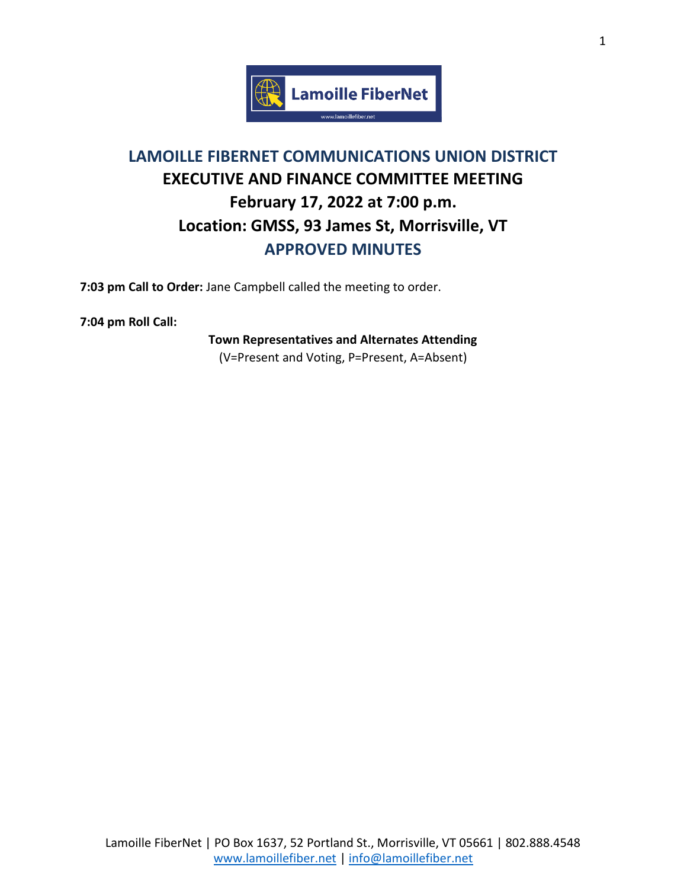# LAMOILLE FIBERNET COMMUNICATIONS UNION DISTRICT

## EXECUTIVE AND FINANCE COMMITTEE MEETING

## February 17, 2022 at 7:00 p.m.

## Location: GMSS, 93 James St, Morrisville, VT

## APPROVED MINUTES

**7:03 pm Call to Order:** Jane Campbell called the meeting to order.

**7:04 pm Roll Call:**

**Town Representatives and Alternates Attending**

(V=Present and Voting, P=Present, A=Absent)

Lamoille FiberNet | PO Box 1637, 52 Portland St., Morrisville, VT 05661 | 802.888.4548
www.lamoillefiber.net | info@lamoillefiber.net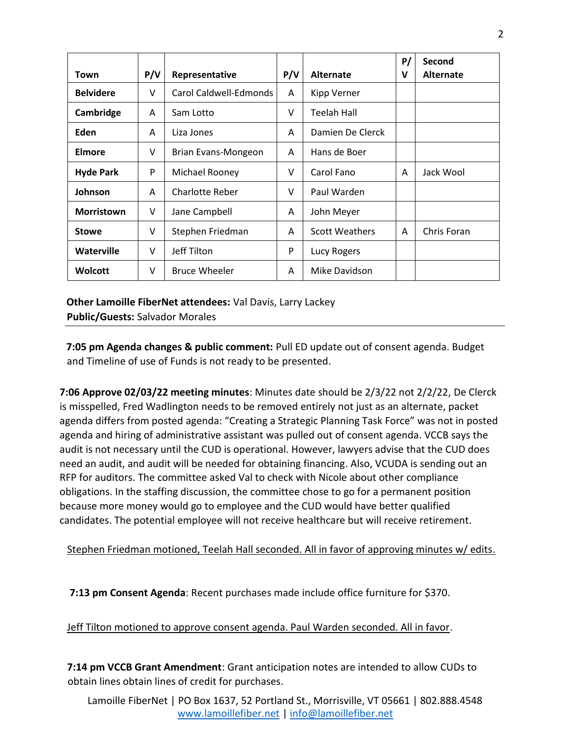| Town | P/V | Representative | P/V | Alternate | P/V | Second Alternate |
|---|---|---|---|---|---|---|
| **Belvidere** | V | Carol Caldwell-Edmonds | A | Kipp Verner | | |
| **Cambridge** | A | Sam Lotto | V | Teelah Hall | | |
| **Eden** | A | Liza Jones | A | Damien De Clerck | | |
| **Elmore** | V | Brian Evans-Mongeon | A | Hans de Boer | | |
| **Hyde Park** | P | Michael Rooney | V | Carol Fano | A | Jack Wool |
| **Johnson** | A | Charlotte Reber | V | Paul Warden | | |
| **Morristown** | V | Jane Campbell | A | John Meyer | | |
| **Stowe** | V | Stephen Friedman | A | Scott Weathers | A | Chris Foran |
| **Waterville** | V | Jeff Tilton | P | Lucy Rogers | | |
| **Wolcott** | V | Bruce Wheeler | A | Mike Davidson | | |

**Other Lamoille FiberNet attendees:** Val Davis, Larry Lackey
**Public/Guests:** Salvador Morales

---

**7:05 pm Agenda changes & public comment:** Pull ED update out of consent agenda. Budget and Timeline of use of Funds is not ready to be presented.

**7:06 Approve 02/03/22 meeting minutes**: Minutes date should be 2/3/22 not 2/2/22, De Clerck is misspelled, Fred Wadlington needs to be removed entirely not just as an alternate, packet agenda differs from posted agenda: "Creating a Strategic Planning Task Force" was not in posted agenda and hiring of administrative assistant was pulled out of consent agenda. VCCB says the audit is not necessary until the CUD is operational. However, lawyers advise that the CUD does need an audit, and audit will be needed for obtaining financing. Also, VCUDA is sending out an RFP for auditors. The committee asked Val to check with Nicole about other compliance obligations. In the staffing discussion, the committee chose to go for a permanent position because more money would go to employee and the CUD would have better qualified candidates. The potential employee will not receive healthcare but will receive retirement.

<u>Stephen Friedman motioned, Teelah Hall seconded. All in favor of approving minutes w/ edits.</u>

**7:13 pm Consent Agenda**: Recent purchases made include office furniture for $370.

<u>Jeff Tilton motioned to approve consent agenda. Paul Warden seconded. All in favor</u>.

**7:14 pm VCCB Grant Amendment**: Grant anticipation notes are intended to allow CUDs to obtain lines obtain lines of credit for purchases.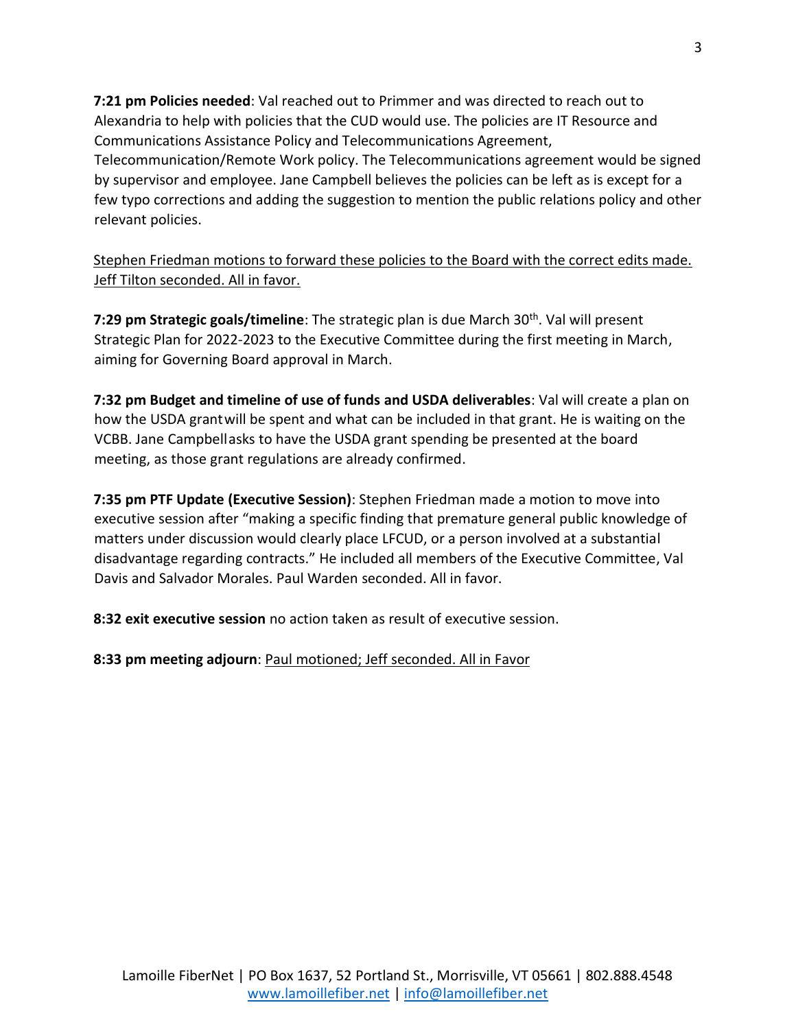**7:21 pm Policies needed**: Val reached out to Primmer and was directed to reach out to Alexandria to help with policies that the CUD would use. The policies are IT Resource and Communications Assistance Policy and Telecommunications Agreement, Telecommunication/Remote Work policy. The Telecommunications agreement would be signed by supervisor and employee. Jane Campbell believes the policies can be left as is except for a few typo corrections and adding the suggestion to mention the public relations policy and other relevant policies.

<u>Stephen Friedman motions to forward these policies to the Board with the correct edits made. Jeff Tilton seconded. All in favor.</u>

**7:29 pm Strategic goals/timeline**: The strategic plan is due March 30th. Val will present Strategic Plan for 2022-2023 to the Executive Committee during the first meeting in March, aiming for Governing Board approval in March.

**7:32 pm Budget and timeline of use of funds and USDA deliverables**: Val will create a plan on how the USDA grantwill be spent and what can be included in that grant. He is waiting on the VCBB. Jane Campbellasks to have the USDA grant spending be presented at the board meeting, as those grant regulations are already confirmed.

**7:35 pm PTF Update (Executive Session)**: Stephen Friedman made a motion to move into executive session after "making a specific finding that premature general public knowledge of matters under discussion would clearly place LFCUD, or a person involved at a substantial disadvantage regarding contracts." He included all members of the Executive Committee, Val Davis and Salvador Morales. Paul Warden seconded. All in favor.

**8:32 exit executive session** no action taken as result of executive session.

**8:33 pm meeting adjourn**: <u>Paul motioned; Jeff seconded. All in Favor</u>

Lamoille FiberNet | PO Box 1637, 52 Portland St., Morrisville, VT 05661 | 802.888.4548
www.lamoillefiber.net | info@lamoillefiber.net